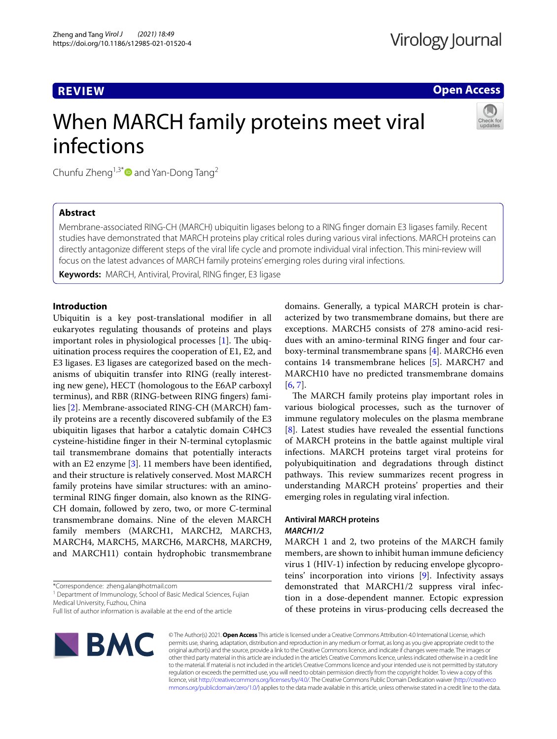REVIEW

Open Access

# When MARCH family proteins meet viral infections

Chunfu Zheng[1,3*] and Yan-Dong Tang[2]

## Abstract

Membrane-associated RING-CH (MARCH) ubiquitin ligases belong to a RING finger domain E3 ligases family. Recent studies have demonstrated that MARCH proteins play critical roles during various viral infections. MARCH proteins can directly antagonize different steps of the viral life cycle and promote individual viral infection. This mini-review will focus on the latest advances of MARCH family proteins' emerging roles during viral infections.

**Keywords:** MARCH, Antiviral, Proviral, RING finger, E3 ligase

## Introduction

Ubiquitin is a key post-translational modifier in all eukaryotes regulating thousands of proteins and plays important roles in physiological processes [1]. The ubiquitination process requires the cooperation of E1, E2, and E3 ligases. E3 ligases are categorized based on the mechanisms of ubiquitin transfer into RING (really interesting new gene), HECT (homologous to the E6AP carboxyl terminus), and RBR (RING-between RING fingers) families [2]. Membrane-associated RING-CH (MARCH) family proteins are a recently discovered subfamily of the E3 ubiquitin ligases that harbor a catalytic domain C4HC3 cysteine-histidine finger in their N-terminal cytoplasmic tail transmembrane domains that potentially interacts with an E2 enzyme [3]. 11 members have been identified, and their structure is relatively conserved. Most MARCH family proteins have similar structures: with an amino-terminal RING finger domain, also known as the RING-CH domain, followed by zero, two, or more C-terminal transmembrane domains. Nine of the eleven MARCH family members (MARCH1, MARCH2, MARCH3, MARCH4, MARCH5, MARCH6, MARCH8, MARCH9, and MARCH11) contain hydrophobic transmembrane domains. Generally, a typical MARCH protein is characterized by two transmembrane domains, but there are exceptions. MARCH5 consists of 278 amino-acid residues with an amino-terminal RING finger and four carboxy-terminal transmembrane spans [4]. MARCH6 even contains 14 transmembrane helices [5]. MARCH7 and MARCH10 have no predicted transmembrane domains [6, 7].

The MARCH family proteins play important roles in various biological processes, such as the turnover of immune regulatory molecules on the plasma membrane [8]. Latest studies have revealed the essential functions of MARCH proteins in the battle against multiple viral infections. MARCH proteins target viral proteins for polyubiquitination and degradations through distinct pathways. This review summarizes recent progress in understanding MARCH proteins' properties and their emerging roles in regulating viral infection.

## Antiviral MARCH proteins

### *MARCH1/2*

MARCH 1 and 2, two proteins of the MARCH family members, are shown to inhibit human immune deficiency virus 1 (HIV-1) infection by reducing envelope glycoproteins' incorporation into virions [9]. Infectivity assays demonstrated that MARCH1/2 suppress viral infection in a dose-dependent manner. Ectopic expression of these proteins in virus-producing cells decreased the

*Correspondence: zheng.alan@hotmail.com
[1] Department of Immunology, School of Basic Medical Sciences, Fujian Medical University, Fuzhou, China
Full list of author information is available at the end of the article

© The Author(s) 2021. **Open Access** This article is licensed under a Creative Commons Attribution 4.0 International License, which permits use, sharing, adaptation, distribution and reproduction in any medium or format, as long as you give appropriate credit to the original author(s) and the source, provide a link to the Creative Commons licence, and indicate if changes were made. The images or other third party material in this article are included in the article's Creative Commons licence, unless indicated otherwise in a credit line to the material. If material is not included in the article's Creative Commons licence and your intended use is not permitted by statutory regulation or exceeds the permitted use, you will need to obtain permission directly from the copyright holder. To view a copy of this licence, visit http://creativecommons.org/licenses/by/4.0/. The Creative Commons Public Domain Dedication waiver (http://creativecommons.org/publicdomain/zero/1.0/) applies to the data made available in this article, unless otherwise stated in a credit line to the data.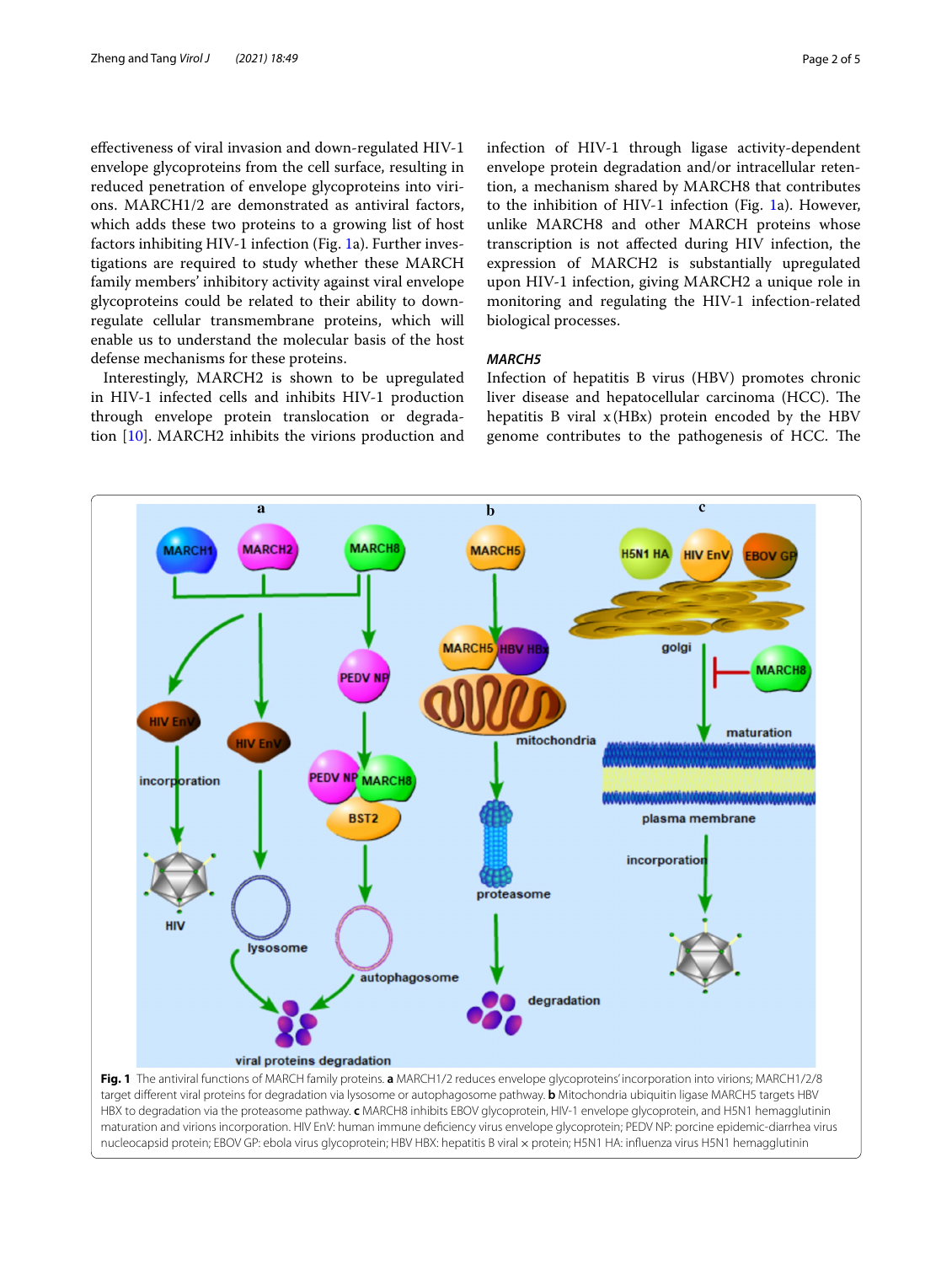effectiveness of viral invasion and down-regulated HIV-1 envelope glycoproteins from the cell surface, resulting in reduced penetration of envelope glycoproteins into virions. MARCH1/2 are demonstrated as antiviral factors, which adds these two proteins to a growing list of host factors inhibiting HIV-1 infection (Fig. 1a). Further investigations are required to study whether these MARCH family members' inhibitory activity against viral envelope glycoproteins could be related to their ability to down-regulate cellular transmembrane proteins, which will enable us to understand the molecular basis of the host defense mechanisms for these proteins.

Interestingly, MARCH2 is shown to be upregulated in HIV-1 infected cells and inhibits HIV-1 production through envelope protein translocation or degradation [10]. MARCH2 inhibits the virions production and infection of HIV-1 through ligase activity-dependent envelope protein degradation and/or intracellular retention, a mechanism shared by MARCH8 that contributes to the inhibition of HIV-1 infection (Fig. 1a). However, unlike MARCH8 and other MARCH proteins whose transcription is not affected during HIV infection, the expression of MARCH2 is substantially upregulated upon HIV-1 infection, giving MARCH2 a unique role in monitoring and regulating the HIV-1 infection-related biological processes.

### *MARCH5*

Infection of hepatitis B virus (HBV) promotes chronic liver disease and hepatocellular carcinoma (HCC). The hepatitis B viral x (HBx) protein encoded by the HBV genome contributes to the pathogenesis of HCC. The

**Fig. 1** The antiviral functions of MARCH family proteins. **a** MARCH1/2 reduces envelope glycoproteins' incorporation into virions; MARCH1/2/8 target different viral proteins for degradation via lysosome or autophagosome pathway. **b** Mitochondria ubiquitin ligase MARCH5 targets HBV HBX to degradation via the proteasome pathway. **c** MARCH8 inhibits EBOV glycoprotein, HIV-1 envelope glycoprotein, and H5N1 hemagglutinin maturation and virions incorporation. HIV EnV: human immune deficiency virus envelope glycoprotein; PEDV NP: porcine epidemic-diarrhea virus nucleocapsid protein; EBOV GP: ebola virus glycoprotein; HBV HBX: hepatitis B viral x protein; H5N1 HA: influenza virus H5N1 hemagglutinin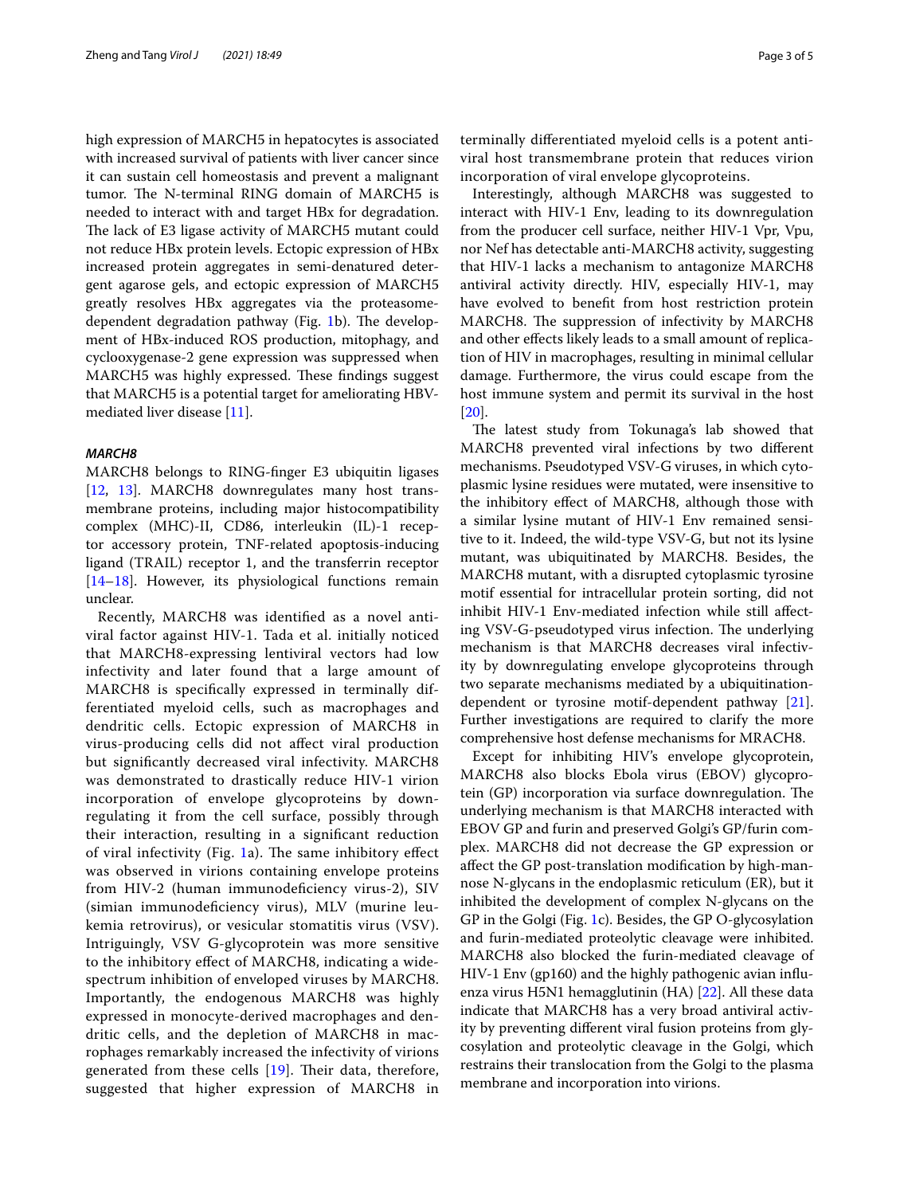high expression of MARCH5 in hepatocytes is associated with increased survival of patients with liver cancer since it can sustain cell homeostasis and prevent a malignant tumor. The N-terminal RING domain of MARCH5 is needed to interact with and target HBx for degradation. The lack of E3 ligase activity of MARCH5 mutant could not reduce HBx protein levels. Ectopic expression of HBx increased protein aggregates in semi-denatured detergent agarose gels, and ectopic expression of MARCH5 greatly resolves HBx aggregates via the proteasome-dependent degradation pathway (Fig. 1b). The development of HBx-induced ROS production, mitophagy, and cyclooxygenase-2 gene expression was suppressed when MARCH5 was highly expressed. These findings suggest that MARCH5 is a potential target for ameliorating HBV-mediated liver disease [11].

### *MARCH8*

MARCH8 belongs to RING-finger E3 ubiquitin ligases [12, 13]. MARCH8 downregulates many host transmembrane proteins, including major histocompatibility complex (MHC)-II, CD86, interleukin (IL)-1 receptor accessory protein, TNF-related apoptosis-inducing ligand (TRAIL) receptor 1, and the transferrin receptor [14–18]. However, its physiological functions remain unclear.

Recently, MARCH8 was identified as a novel antiviral factor against HIV-1. Tada et al. initially noticed that MARCH8-expressing lentiviral vectors had low infectivity and later found that a large amount of MARCH8 is specifically expressed in terminally differentiated myeloid cells, such as macrophages and dendritic cells. Ectopic expression of MARCH8 in virus-producing cells did not affect viral production but significantly decreased viral infectivity. MARCH8 was demonstrated to drastically reduce HIV-1 virion incorporation of envelope glycoproteins by downregulating it from the cell surface, possibly through their interaction, resulting in a significant reduction of viral infectivity (Fig. 1a). The same inhibitory effect was observed in virions containing envelope proteins from HIV-2 (human immunodeficiency virus-2), SIV (simian immunodeficiency virus), MLV (murine leukemia retrovirus), or vesicular stomatitis virus (VSV). Intriguingly, VSV G-glycoprotein was more sensitive to the inhibitory effect of MARCH8, indicating a wide-spectrum inhibition of enveloped viruses by MARCH8. Importantly, the endogenous MARCH8 was highly expressed in monocyte-derived macrophages and dendritic cells, and the depletion of MARCH8 in macrophages remarkably increased the infectivity of virions generated from these cells [19]. Their data, therefore, suggested that higher expression of MARCH8 in terminally differentiated myeloid cells is a potent antiviral host transmembrane protein that reduces virion incorporation of viral envelope glycoproteins.

Interestingly, although MARCH8 was suggested to interact with HIV-1 Env, leading to its downregulation from the producer cell surface, neither HIV-1 Vpr, Vpu, nor Nef has detectable anti-MARCH8 activity, suggesting that HIV-1 lacks a mechanism to antagonize MARCH8 antiviral activity directly. HIV, especially HIV-1, may have evolved to benefit from host restriction protein MARCH8. The suppression of infectivity by MARCH8 and other effects likely leads to a small amount of replication of HIV in macrophages, resulting in minimal cellular damage. Furthermore, the virus could escape from the host immune system and permit its survival in the host [20].

The latest study from Tokunaga's lab showed that MARCH8 prevented viral infections by two different mechanisms. Pseudotyped VSV-G viruses, in which cytoplasmic lysine residues were mutated, were insensitive to the inhibitory effect of MARCH8, although those with a similar lysine mutant of HIV-1 Env remained sensitive to it. Indeed, the wild-type VSV-G, but not its lysine mutant, was ubiquitinated by MARCH8. Besides, the MARCH8 mutant, with a disrupted cytoplasmic tyrosine motif essential for intracellular protein sorting, did not inhibit HIV-1 Env-mediated infection while still affecting VSV-G-pseudotyped virus infection. The underlying mechanism is that MARCH8 decreases viral infectivity by downregulating envelope glycoproteins through two separate mechanisms mediated by a ubiquitination-dependent or tyrosine motif-dependent pathway [21]. Further investigations are required to clarify the more comprehensive host defense mechanisms for MRACH8.

Except for inhibiting HIV's envelope glycoprotein, MARCH8 also blocks Ebola virus (EBOV) glycoprotein (GP) incorporation via surface downregulation. The underlying mechanism is that MARCH8 interacted with EBOV GP and furin and preserved Golgi's GP/furin complex. MARCH8 did not decrease the GP expression or affect the GP post-translation modification by high-mannose N-glycans in the endoplasmic reticulum (ER), but it inhibited the development of complex N-glycans on the GP in the Golgi (Fig. 1c). Besides, the GP O-glycosylation and furin-mediated proteolytic cleavage were inhibited. MARCH8 also blocked the furin-mediated cleavage of HIV-1 Env (gp160) and the highly pathogenic avian influenza virus H5N1 hemagglutinin (HA) [22]. All these data indicate that MARCH8 has a very broad antiviral activity by preventing different viral fusion proteins from glycosylation and proteolytic cleavage in the Golgi, which restrains their translocation from the Golgi to the plasma membrane and incorporation into virions.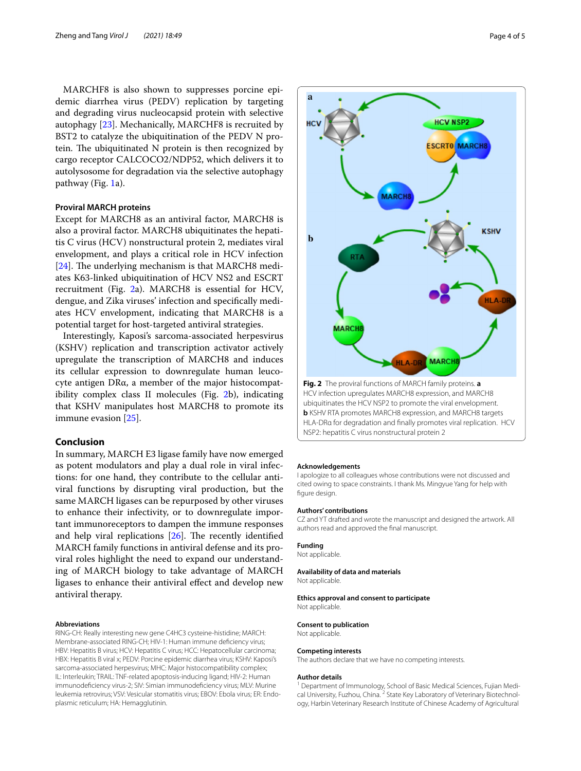MARCHF8 is also shown to suppresses porcine epidemic diarrhea virus (PEDV) replication by targeting and degrading virus nucleocapsid protein with selective autophagy [23]. Mechanically, MARCHF8 is recruited by BST2 to catalyze the ubiquitination of the PEDV N protein. The ubiquitinated N protein is then recognized by cargo receptor CALCOCO2/NDP52, which delivers it to autolysosome for degradation via the selective autophagy pathway (Fig. 1a).

### Proviral MARCH proteins

Except for MARCH8 as an antiviral factor, MARCH8 is also a proviral factor. MARCH8 ubiquitinates the hepatitis C virus (HCV) nonstructural protein 2, mediates viral envelopment, and plays a critical role in HCV infection [24]. The underlying mechanism is that MARCH8 mediates K63-linked ubiquitination of HCV NS2 and ESCRT recruitment (Fig. 2a). MARCH8 is essential for HCV, dengue, and Zika viruses' infection and specifically mediates HCV envelopment, indicating that MARCH8 is a potential target for host-targeted antiviral strategies.

Interestingly, Kaposi's sarcoma-associated herpesvirus (KSHV) replication and transcription activator actively upregulate the transcription of MARCH8 and induces its cellular expression to downregulate human leucocyte antigen DRα, a member of the major histocompatibility complex class II molecules (Fig. 2b), indicating that KSHV manipulates host MARCH8 to promote its immune evasion [25].

**Fig. 2** The proviral functions of MARCH family proteins. **a** HCV infection upregulates MARCH8 expression, and MARCH8 ubiquitinates the HCV NSP2 to promote the viral envelopment. **b** KSHV RTA promotes MARCH8 expression, and MARCH8 targets HLA-DRα for degradation and finally promotes viral replication. HCV NSP2: hepatitis C virus nonstructural protein 2

## Conclusion

In summary, MARCH E3 ligase family have now emerged as potent modulators and play a dual role in viral infections: for one hand, they contribute to the cellular antiviral functions by disrupting viral production, but the same MARCH ligases can be repurposed by other viruses to enhance their infectivity, or to downregulate important immunoreceptors to dampen the immune responses and help viral replications [26]. The recently identified MARCH family functions in antiviral defense and its proviral roles highlight the need to expand our understanding of MARCH biology to take advantage of MARCH ligases to enhance their antiviral effect and develop new antiviral therapy.

#### Abbreviations

RING-CH: Really interesting new gene C4HC3 cysteine-histidine; MARCH: Membrane-associated RING-CH; HIV-1: Human immune deficiency virus; HBV: Hepatitis B virus; HCV: Hepatitis C virus; HCC: Hepatocellular carcinoma; HBX: Hepatitis B viral x; PEDV: Porcine epidemic diarrhea virus; KSHV: Kaposi's sarcoma-associated herpesvirus; MHC: Major histocompatibility complex; IL: Interleukin; TRAIL: TNF-related apoptosis-inducing ligand; HIV-2: Human immunodeficiency virus-2; SIV: Simian immunodeficiency virus; MLV: Murine leukemia retrovirus; VSV: Vesicular stomatitis virus; EBOV: Ebola virus; ER: Endoplasmic reticulum; HA: Hemagglutinin.

#### Acknowledgements

I apologize to all colleagues whose contributions were not discussed and cited owing to space constraints. I thank Ms. Mingyue Yang for help with figure design.

#### Authors' contributions

CZ and YT drafted and wrote the manuscript and designed the artwork. All authors read and approved the final manuscript.

#### Funding

Not applicable.

#### Availability of data and materials

Not applicable.

#### Ethics approval and consent to participate

Not applicable.

#### Consent to publication

Not applicable.

#### Competing interests

The authors declare that we have no competing interests.

#### Author details

[1] Department of Immunology, School of Basic Medical Sciences, Fujian Medical University, Fuzhou, China. [2] State Key Laboratory of Veterinary Biotechnology, Harbin Veterinary Research Institute of Chinese Academy of Agricultural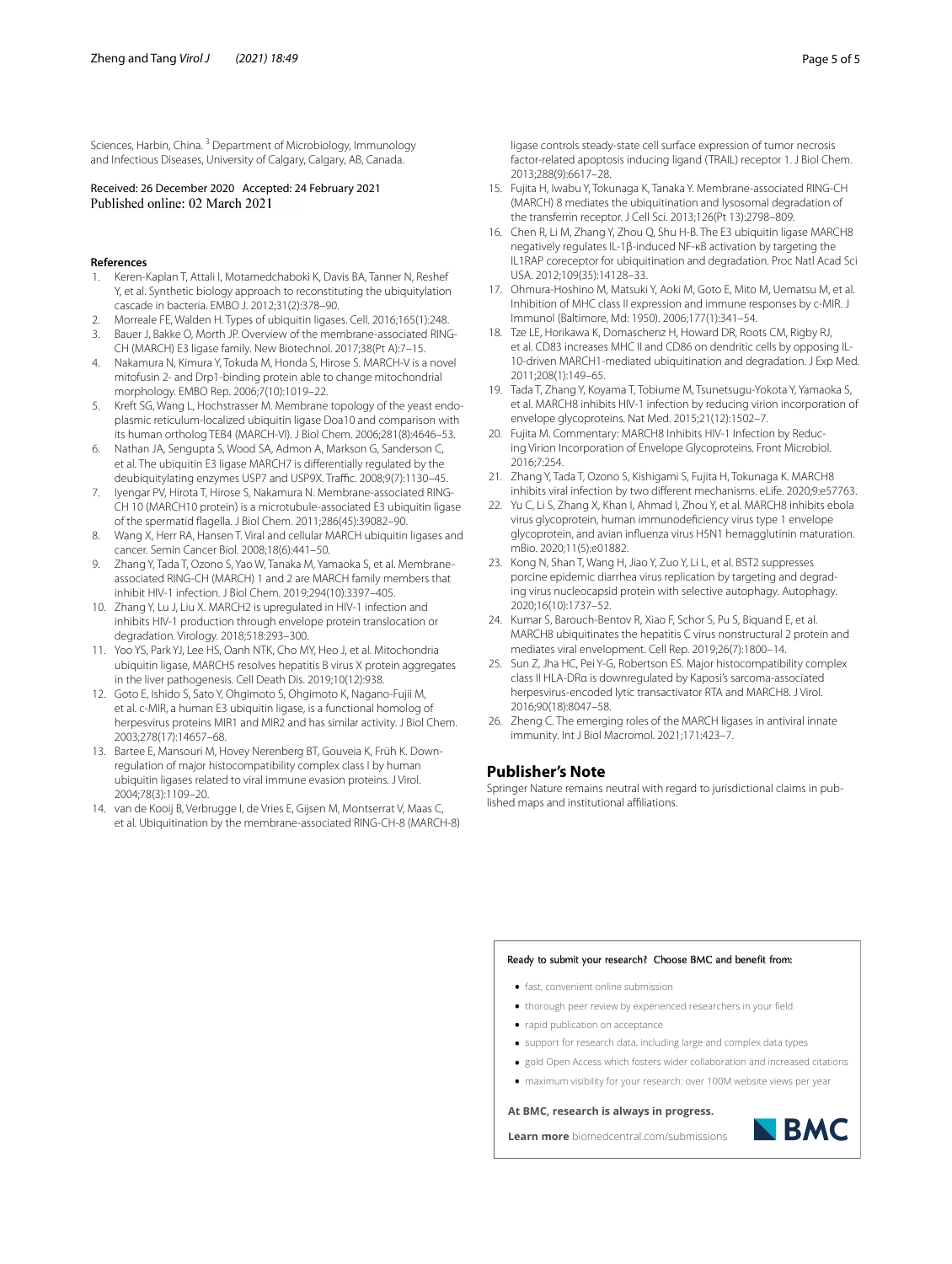Sciences, Harbin, China. [3] Department of Microbiology, Immunology and Infectious Diseases, University of Calgary, Calgary, AB, Canada.

Received: 26 December 2020 Accepted: 24 February 2021
Published online: 02 March 2021

## References

1. Keren-Kaplan T, Attali I, Motamedchaboki K, Davis BA, Tanner N, Reshef Y, et al. Synthetic biology approach to reconstituting the ubiquitylation cascade in bacteria. EMBO J. 2012;31(2):378–90.
2. Morreale FE, Walden H. Types of ubiquitin ligases. Cell. 2016;165(1):248.
3. Bauer J, Bakke O, Morth JP. Overview of the membrane-associated RING-CH (MARCH) E3 ligase family. New Biotechnol. 2017;38(Pt A):7–15.
4. Nakamura N, Kimura Y, Tokuda M, Honda S, Hirose S. MARCH-V is a novel mitofusin 2- and Drp1-binding protein able to change mitochondrial morphology. EMBO Rep. 2006;7(10):1019–22.
5. Kreft SG, Wang L, Hochstrasser M. Membrane topology of the yeast endoplasmic reticulum-localized ubiquitin ligase Doa10 and comparison with its human ortholog TEB4 (MARCH-VI). J Biol Chem. 2006;281(8):4646–53.
6. Nathan JA, Sengupta S, Wood SA, Admon A, Markson G, Sanderson C, et al. The ubiquitin E3 ligase MARCH7 is differentially regulated by the deubiquitylating enzymes USP7 and USP9X. Traffic. 2008;9(7):1130–45.
7. Iyengar PV, Hirota T, Hirose S, Nakamura N. Membrane-associated RING-CH 10 (MARCH10 protein) is a microtubule-associated E3 ubiquitin ligase of the spermatid flagella. J Biol Chem. 2011;286(45):39082–90.
8. Wang X, Herr RA, Hansen T. Viral and cellular MARCH ubiquitin ligases and cancer. Semin Cancer Biol. 2008;18(6):441–50.
9. Zhang Y, Tada T, Ozono S, Yao W, Tanaka M, Yamaoka S, et al. Membrane-associated RING-CH (MARCH) 1 and 2 are MARCH family members that inhibit HIV-1 infection. J Biol Chem. 2019;294(10):3397–405.
10. Zhang Y, Lu J, Liu X. MARCH2 is upregulated in HIV-1 infection and inhibits HIV-1 production through envelope protein translocation or degradation. Virology. 2018;518:293–300.
11. Yoo YS, Park YJ, Lee HS, Oanh NTK, Cho MY, Heo J, et al. Mitochondria ubiquitin ligase, MARCH5 resolves hepatitis B virus X protein aggregates in the liver pathogenesis. Cell Death Dis. 2019;10(12):938.
12. Goto E, Ishido S, Sato Y, Ohgimoto S, Ohgimoto K, Nagano-Fujii M, et al. c-MIR, a human E3 ubiquitin ligase, is a functional homolog of herpesvirus proteins MIR1 and MIR2 and has similar activity. J Biol Chem. 2003;278(17):14657–68.
13. Bartee E, Mansouri M, Hovey Nerenberg BT, Gouveia K, Früh K. Downregulation of major histocompatibility complex class I by human ubiquitin ligases related to viral immune evasion proteins. J Virol. 2004;78(3):1109–20.
14. van de Kooij B, Verbrugge I, de Vries E, Gijsen M, Montserrat V, Maas C, et al. Ubiquitination by the membrane-associated RING-CH-8 (MARCH-8) ligase controls steady-state cell surface expression of tumor necrosis factor-related apoptosis inducing ligand (TRAIL) receptor 1. J Biol Chem. 2013;288(9):6617–28.
15. Fujita H, Iwabu Y, Tokunaga K, Tanaka Y. Membrane-associated RING-CH (MARCH) 8 mediates the ubiquitination and lysosomal degradation of the transferrin receptor. J Cell Sci. 2013;126(Pt 13):2798–809.
16. Chen R, Li M, Zhang Y, Zhou Q, Shu H-B. The E3 ubiquitin ligase MARCH8 negatively regulates IL-1β-induced NF-κB activation by targeting the IL1RAP coreceptor for ubiquitination and degradation. Proc Natl Acad Sci USA. 2012;109(35):14128–33.
17. Ohmura-Hoshino M, Matsuki Y, Aoki M, Goto E, Mito M, Uematsu M, et al. Inhibition of MHC class II expression and immune responses by c-MIR. J Immunol (Baltimore, Md: 1950). 2006;177(1):341–54.
18. Tze LE, Horikawa K, Domaschenz H, Howard DR, Roots CM, Rigby RJ, et al. CD83 increases MHC II and CD86 on dendritic cells by opposing IL-10-driven MARCH1-mediated ubiquitination and degradation. J Exp Med. 2011;208(1):149–65.
19. Tada T, Zhang Y, Koyama T, Tobiume M, Tsunetsugu-Yokota Y, Yamaoka S, et al. MARCH8 inhibits HIV-1 infection by reducing virion incorporation of envelope glycoproteins. Nat Med. 2015;21(12):1502–7.
20. Fujita M. Commentary: MARCH8 Inhibits HIV-1 Infection by Reducing Virion Incorporation of Envelope Glycoproteins. Front Microbiol. 2016;7:254.
21. Zhang Y, Tada T, Ozono S, Kishigami S, Fujita H, Tokunaga K. MARCH8 inhibits viral infection by two different mechanisms. eLife. 2020;9:e57763.
22. Yu C, Li S, Zhang X, Khan I, Ahmad I, Zhou Y, et al. MARCH8 inhibits ebola virus glycoprotein, human immunodeficiency virus type 1 envelope glycoprotein, and avian influenza virus H5N1 hemagglutinin maturation. mBio. 2020;11(5):e01882.
23. Kong N, Shan T, Wang H, Jiao Y, Zuo Y, Li L, et al. BST2 suppresses porcine epidemic diarrhea virus replication by targeting and degrading virus nucleocapsid protein with selective autophagy. Autophagy. 2020;16(10):1737–52.
24. Kumar S, Barouch-Bentov R, Xiao F, Schor S, Pu S, Biquand E, et al. MARCH8 ubiquitinates the hepatitis C virus nonstructural 2 protein and mediates viral envelopment. Cell Rep. 2019;26(7):1800–14.
25. Sun Z, Jha HC, Pei Y-G, Robertson ES. Major histocompatibility complex class II HLA-DRα is downregulated by Kaposi's sarcoma-associated herpesvirus-encoded lytic transactivator RTA and MARCH8. J Virol. 2016;90(18):8047–58.
26. Zheng C. The emerging roles of the MARCH ligases in antiviral innate immunity. Int J Biol Macromol. 2021;171:423–7.

## Publisher's Note

Springer Nature remains neutral with regard to jurisdictional claims in published maps and institutional affiliations.

Ready to submit your research? Choose BMC and benefit from:

- fast, convenient online submission
- thorough peer review by experienced researchers in your field
- rapid publication on acceptance
- support for research data, including large and complex data types
- gold Open Access which fosters wider collaboration and increased citations
- maximum visibility for your research: over 100M website views per year

**At BMC, research is always in progress.**

**Learn more** biomedcentral.com/submissions

BMC